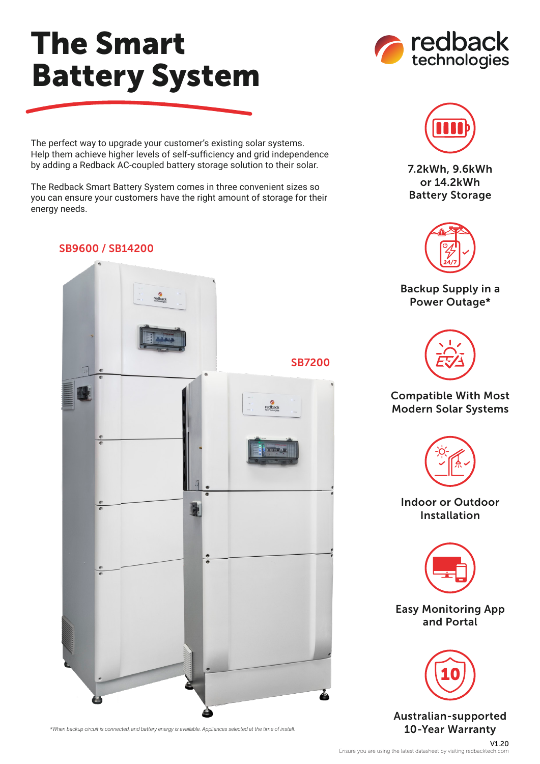# The Smart Battery System

redback technologies

The perfect way to upgrade your customer's existing solar systems. Help them achieve higher levels of self-sufficiency and grid independence by adding a Redback AC-coupled battery storage solution to their solar.

The Redback Smart Battery System comes in three convenient sizes so you can ensure your customers have the right amount of storage for their energy needs.

SB9600 / SB14200

SB7200

7.2kWh, 9.6kWh or 14.2kWh Battery Storage

Backup Supply in a Power Outage*

Compatible With Most Modern Solar Systems

Indoor or Outdoor Installation

Easy Monitoring App and Portal

Australian-supported 10-Year Warranty

*When backup circuit is connected, and battery energy is available. Appliances selected at the time of install.

V1.20

Ensure you are using the latest datasheet by visiting redbacktech.com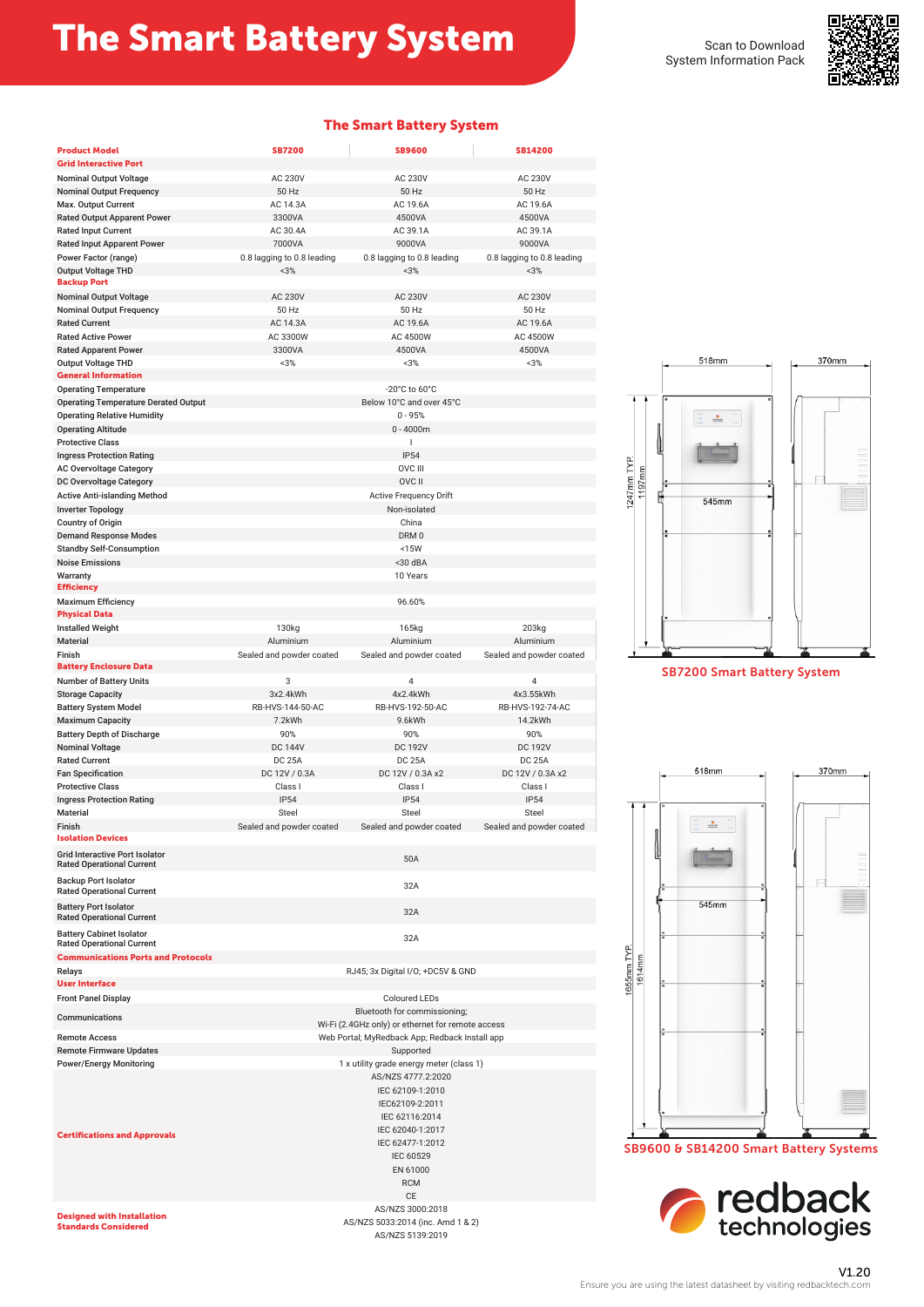# The Smart Battery System

Scan to Download System Information Pack

## The Smart Battery System

| Product Model | SB7200 | SB9600 | SB14200 |
|---|---|---|---|
| **Grid Interactive Port** | | | |
| Nominal Output Voltage | AC 230V | AC 230V | AC 230V |
| Nominal Output Frequency | 50 Hz | 50 Hz | 50 Hz |
| Max. Output Current | AC 14.3A | AC 19.6A | AC 19.6A |
| Rated Output Apparent Power | 3300VA | 4500VA | 4500VA |
| Rated Input Current | AC 30.4A | AC 39.1A | AC 39.1A |
| Rated Input Apparent Power | 7000VA | 9000VA | 9000VA |
| Power Factor (range) | 0.8 lagging to 0.8 leading | 0.8 lagging to 0.8 leading | 0.8 lagging to 0.8 leading |
| Output Voltage THD | <3% | <3% | <3% |
| **Backup Port** | | | |
| Nominal Output Voltage | AC 230V | AC 230V | AC 230V |
| Nominal Output Frequency | 50 Hz | 50 Hz | 50 Hz |
| Rated Current | AC 14.3A | AC 19.6A | AC 19.6A |
| Rated Active Power | AC 3300W | AC 4500W | AC 4500W |
| Rated Apparent Power | 3300VA | 4500VA | 4500VA |
| Output Voltage THD | <3% | <3% | <3% |
| **General Information** | | | |
| Operating Temperature | -20°C to 60°C | | |
| Operating Temperature Derated Output | Below 10°C and over 45°C | | |
| Operating Relative Humidity | 0 - 95% | | |
| Operating Altitude | 0 - 4000m | | |
| Protective Class | I | | |
| Ingress Protection Rating | IP54 | | |
| AC Overvoltage Category | OVC III | | |
| DC Overvoltage Category | OVC II | | |
| Active Anti-islanding Method | Active Frequency Drift | | |
| Inverter Topology | Non-isolated | | |
| Country of Origin | China | | |
| Demand Response Modes | DRM 0 | | |
| Standby Self-Consumption | <15W | | |
| Noise Emissions | <30 dBA | | |
| Warranty | 10 Years | | |
| **Efficiency** | | | |
| Maximum Efficiency | 96.60% | | |
| **Physical Data** | | | |
| Installed Weight | 130kg | 165kg | 203kg |
| Material | Aluminium | Aluminium | Aluminium |
| Finish | Sealed and powder coated | Sealed and powder coated | Sealed and powder coated |
| **Battery Enclosure Data** | | | |
| Number of Battery Units | 3 | 4 | 4 |
| Storage Capacity | 3x2.4kWh | 4x2.4kWh | 4x3.55kWh |
| Battery System Model | RB-HVS-144-50-AC | RB-HVS-192-50-AC | RB-HVS-192-74-AC |
| Maximum Capacity | 7.2kWh | 9.6kWh | 14.2kWh |
| Battery Depth of Discharge | 90% | 90% | 90% |
| Nominal Voltage | DC 144V | DC 192V | DC 192V |
| Rated Current | DC 25A | DC 25A | DC 25A |
| Fan Specification | DC 12V / 0.3A | DC 12V / 0.3A x2 | DC 12V / 0.3A x2 |
| Protective Class | Class I | Class I | Class I |
| Ingress Protection Rating | IP54 | IP54 | IP54 |
| Material | Steel | Steel | Steel |
| Finish | Sealed and powder coated | Sealed and powder coated | Sealed and powder coated |
| **Isolation Devices** | | | |
| Grid Interactive Port Isolator Rated Operational Current | 50A | | |
| Backup Port Isolator Rated Operational Current | 32A | | |
| Battery Port Isolator Rated Operational Current | 32A | | |
| Battery Cabinet Isolator Rated Operational Current | 32A | | |
| **Communications Ports and Protocols** | | | |
| Relays | RJ45; 3x Digital I/O; +DC5V & GND | | |
| **User Interface** | | | |
| Front Panel Display | Coloured LEDs | | |
| Communications | Bluetooth for commissioning; Wi-Fi (2.4GHz only) or ethernet for remote access | | |
| Remote Access | Web Portal; MyRedback App; Redback Install app | | |
| Remote Firmware Updates | Supported | | |
| Power/Energy Monitoring | 1 x utility grade energy meter (class 1) | | |
| **Certifications and Approvals** | AS/NZS 4777.2:2020<br>IEC 62109-1:2010<br>IEC62109-2:2011<br>IEC 62116:2014<br>IEC 62040-1:2017<br>IEC 62477-1:2012<br>IEC 60529<br>EN 61000<br>RCM<br>CE | | |
| **Designed with Installation Standards Considered** | AS/NZS 3000:2018<br>AS/NZS 5033:2014 (inc. Amd 1 & 2)<br>AS/NZS 5139:2019 | | |

518mm
370mm
1247mm TYP.
1197mm
545mm

SB7200 Smart Battery System

518mm
370mm
1655mm TYP.
1614mm
545mm

SB9600 & SB14200 Smart Battery Systems

redback technologies

V1.20

Ensure you are using the latest datasheet by visiting redbacktech.com